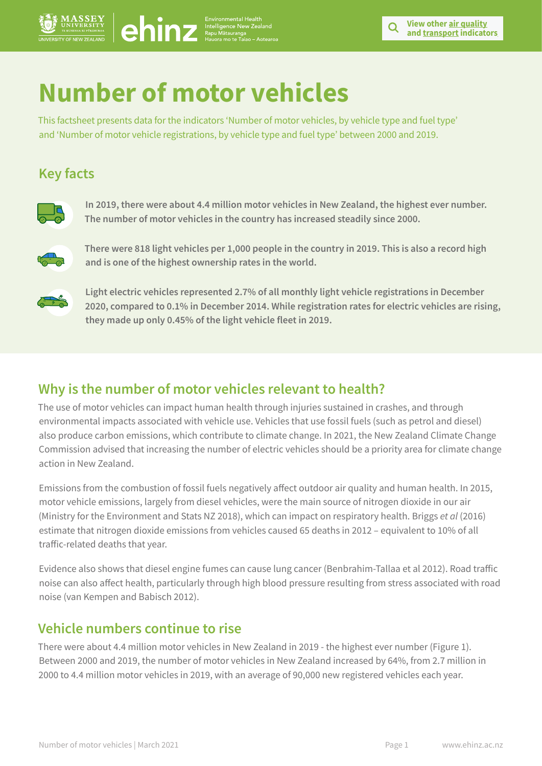# Number of motor vehicles

This factsheet presents data for the indicators 'Number of motor vehicles, by vehicle type and fuel type' and 'Number of motor vehicle registrations, by vehicle type and fuel type' between 2000 and 2019.

## Key facts

**In 2019, there were about 4.4 million motor vehicles in New Zealand, the highest ever number. The number of motor vehicles in the country has increased steadily since 2000.**

**There were 818 light vehicles per 1,000 people in the country in 2019. This is also a record high and is one of the highest ownership rates in the world.**

**Light electric vehicles represented 2.7% of all monthly light vehicle registrations in December 2020, compared to 0.1% in December 2014. While registration rates for electric vehicles are rising, they made up only 0.45% of the light vehicle fleet in 2019.**

## Why is the number of motor vehicles relevant to health?

The use of motor vehicles can impact human health through injuries sustained in crashes, and through environmental impacts associated with vehicle use. Vehicles that use fossil fuels (such as petrol and diesel) also produce carbon emissions, which contribute to climate change. In 2021, the New Zealand Climate Change Commission advised that increasing the number of electric vehicles should be a priority area for climate change action in New Zealand.

Emissions from the combustion of fossil fuels negatively affect outdoor air quality and human health. In 2015, motor vehicle emissions, largely from diesel vehicles, were the main source of nitrogen dioxide in our air (Ministry for the Environment and Stats NZ 2018), which can impact on respiratory health. Briggs *et al* (2016) estimate that nitrogen dioxide emissions from vehicles caused 65 deaths in 2012 – equivalent to 10% of all traffic-related deaths that year.

Evidence also shows that diesel engine fumes can cause lung cancer (Benbrahim-Tallaa et al 2012). Road traffic noise can also affect health, particularly through high blood pressure resulting from stress associated with road noise (van Kempen and Babisch 2012).

## Vehicle numbers continue to rise

There were about 4.4 million motor vehicles in New Zealand in 2019 - the highest ever number (Figure 1). Between 2000 and 2019, the number of motor vehicles in New Zealand increased by 64%, from 2.7 million in 2000 to 4.4 million motor vehicles in 2019, with an average of 90,000 new registered vehicles each year.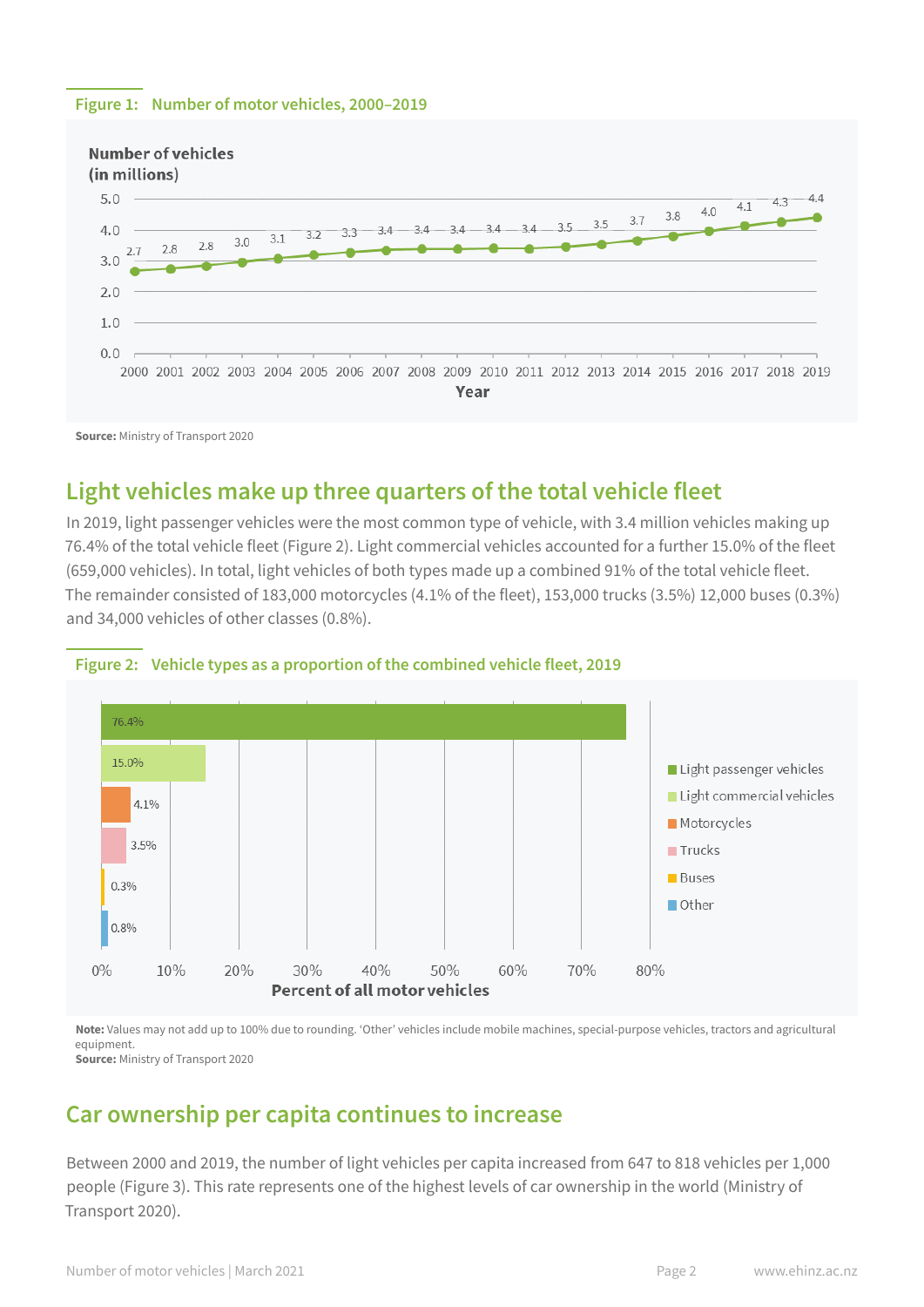**Figure 1: Number of motor vehicles, 2000–2019**

| Year | Number of vehicles (in millions) |
|---|---|
| 2000 | 2.7 |
| 2001 | 2.8 |
| 2002 | 2.8 |
| 2003 | 3.0 |
| 2004 | 3.1 |
| 2005 | 3.2 |
| 2006 | 3.3 |
| 2007 | 3.4 |
| 2008 | 3.4 |
| 2009 | 3.4 |
| 2010 | 3.4 |
| 2011 | 3.4 |
| 2012 | 3.5 |
| 2013 | 3.5 |
| 2014 | 3.7 |
| 2015 | 3.8 |
| 2016 | 4.0 |
| 2017 | 4.1 |
| 2018 | 4.3 |
| 2019 | 4.4 |

**Source:** Ministry of Transport 2020

## Light vehicles make up three quarters of the total vehicle fleet

In 2019, light passenger vehicles were the most common type of vehicle, with 3.4 million vehicles making up 76.4% of the total vehicle fleet (Figure 2). Light commercial vehicles accounted for a further 15.0% of the fleet (659,000 vehicles). In total, light vehicles of both types made up a combined 91% of the total vehicle fleet. The remainder consisted of 183,000 motorcycles (4.1% of the fleet), 153,000 trucks (3.5%) 12,000 buses (0.3%) and 34,000 vehicles of other classes (0.8%).

**Figure 2: Vehicle types as a proportion of the combined vehicle fleet, 2019**

| Vehicle type | Percent of all motor vehicles |
|---|---|
| Light passenger vehicles | 76.4% |
| Light commercial vehicles | 15.0% |
| Motorcycles | 4.1% |
| Trucks | 3.5% |
| Buses | 0.3% |
| Other | 0.8% |

**Note:** Values may not add up to 100% due to rounding. 'Other' vehicles include mobile machines, special-purpose vehicles, tractors and agricultural equipment.
**Source:** Ministry of Transport 2020

## Car ownership per capita continues to increase

Between 2000 and 2019, the number of light vehicles per capita increased from 647 to 818 vehicles per 1,000 people (Figure 3). This rate represents one of the highest levels of car ownership in the world (Ministry of Transport 2020).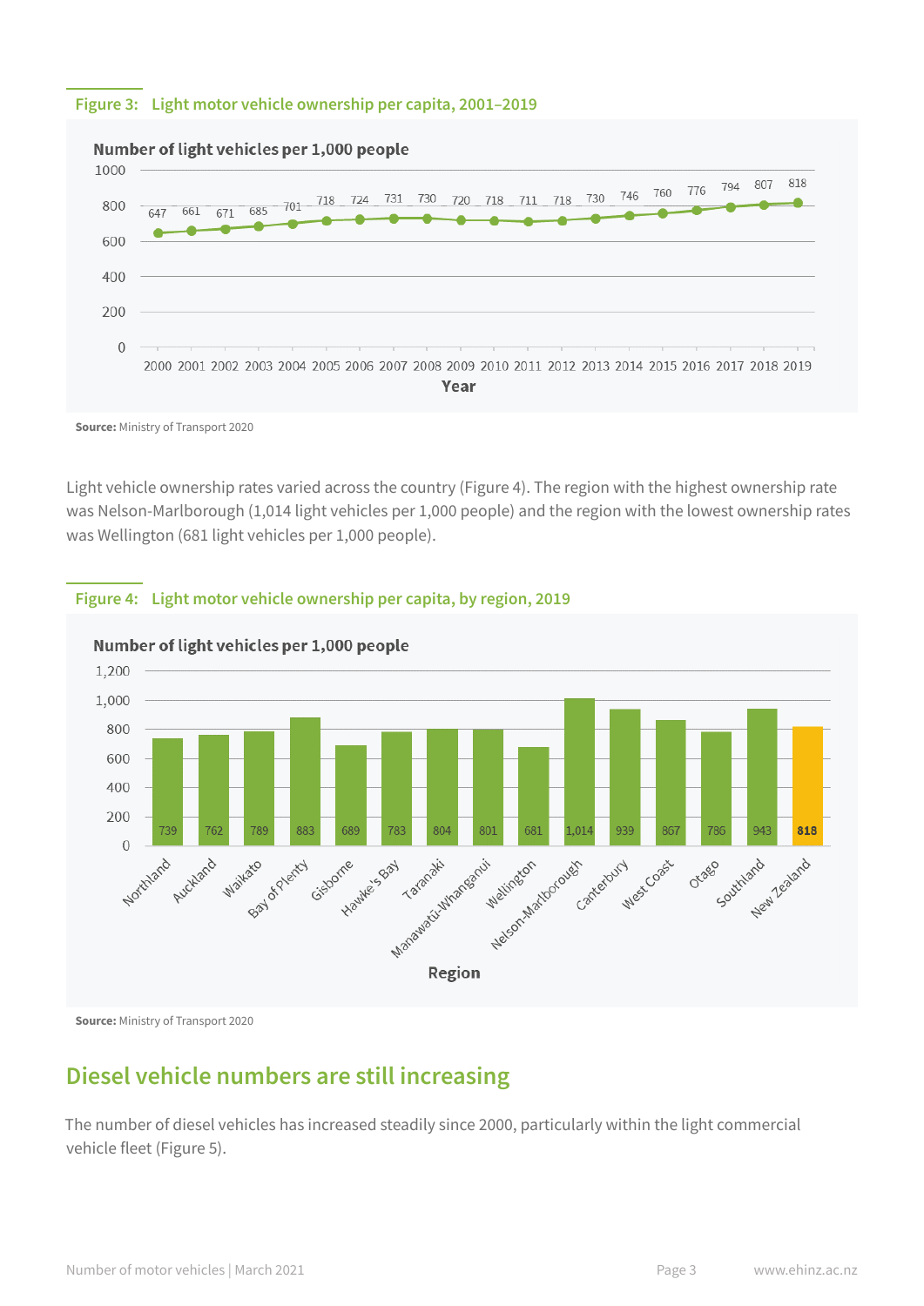**Figure 3: Light motor vehicle ownership per capita, 2001–2019**

Number of light vehicles per 1,000 people

| Year | 2000 | 2001 | 2002 | 2003 | 2004 | 2005 | 2006 | 2007 | 2008 | 2009 | 2010 | 2011 | 2012 | 2013 | 2014 | 2015 | 2016 | 2017 | 2018 | 2019 |
|---|---|---|---|---|---|---|---|---|---|---|---|---|---|---|---|---|---|---|---|---|
| Light vehicles per 1,000 people | 647 | 661 | 671 | 685 | 701 | 718 | 724 | 731 | 730 | 720 | 718 | 711 | 718 | 730 | 746 | 760 | 776 | 794 | 807 | 818 |

**Source:** Ministry of Transport 2020

Light vehicle ownership rates varied across the country (Figure 4). The region with the highest ownership rate was Nelson-Marlborough (1,014 light vehicles per 1,000 people) and the region with the lowest ownership rates was Wellington (681 light vehicles per 1,000 people).

**Figure 4: Light motor vehicle ownership per capita, by region, 2019**

Number of light vehicles per 1,000 people

| Region | Light vehicles per 1,000 people |
|---|---|
| Northland | 739 |
| Auckland | 762 |
| Waikato | 789 |
| Bay of Plenty | 883 |
| Gisborne | 689 |
| Hawke's Bay | 783 |
| Taranaki | 804 |
| Manawatū-Whanganui | 801 |
| Wellington | 681 |
| Nelson-Marlborough | 1,014 |
| Canterbury | 939 |
| West Coast | 867 |
| Otago | 786 |
| Southland | 943 |
| New Zealand | 818 |

**Source:** Ministry of Transport 2020

## Diesel vehicle numbers are still increasing

The number of diesel vehicles has increased steadily since 2000, particularly within the light commercial vehicle fleet (Figure 5).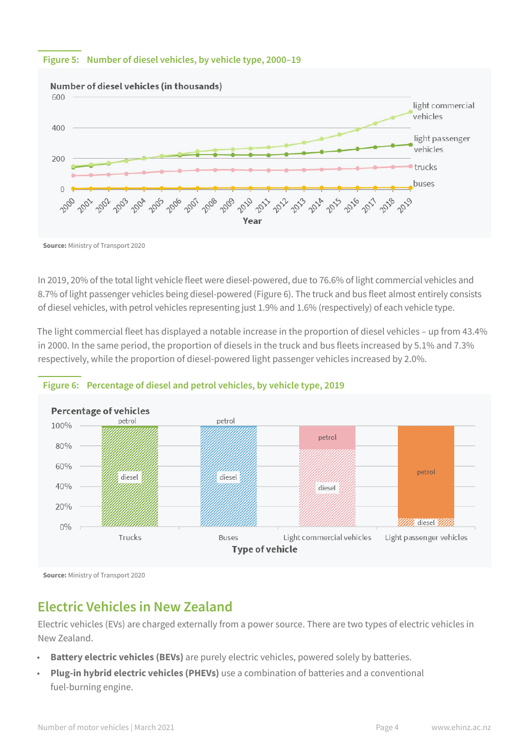**Figure 5: Number of diesel vehicles, by vehicle type, 2000–19**

**Source:** Ministry of Transport 2020

In 2019, 20% of the total light vehicle fleet were diesel-powered, due to 76.6% of light commercial vehicles and 8.7% of light passenger vehicles being diesel-powered (Figure 6). The truck and bus fleet almost entirely consists of diesel vehicles, with petrol vehicles representing just 1.9% and 1.6% (respectively) of each vehicle type.

The light commercial fleet has displayed a notable increase in the proportion of diesel vehicles – up from 43.4% in 2000. In the same period, the proportion of diesels in the truck and bus fleets increased by 5.1% and 7.3% respectively, while the proportion of diesel-powered light passenger vehicles increased by 2.0%.

**Figure 6: Percentage of diesel and petrol vehicles, by vehicle type, 2019**

**Source:** Ministry of Transport 2020

## Electric Vehicles in New Zealand

Electric vehicles (EVs) are charged externally from a power source. There are two types of electric vehicles in New Zealand.

- **Battery electric vehicles (BEVs)** are purely electric vehicles, powered solely by batteries.
- **Plug-in hybrid electric vehicles (PHEVs)** use a combination of batteries and a conventional fuel-burning engine.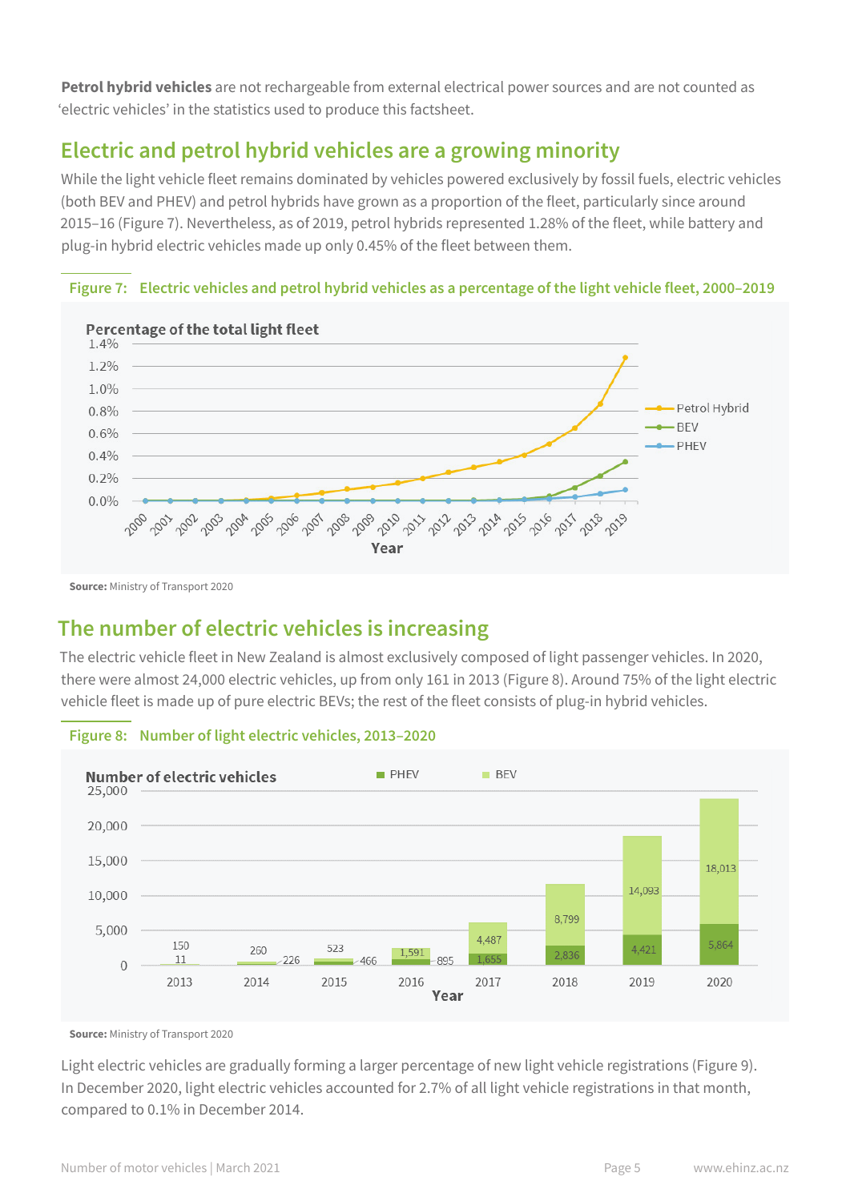**Petrol hybrid vehicles** are not rechargeable from external electrical power sources and are not counted as 'electric vehicles' in the statistics used to produce this factsheet.

## Electric and petrol hybrid vehicles are a growing minority

While the light vehicle fleet remains dominated by vehicles powered exclusively by fossil fuels, electric vehicles (both BEV and PHEV) and petrol hybrids have grown as a proportion of the fleet, particularly since around 2015–16 (Figure 7). Nevertheless, as of 2019, petrol hybrids represented 1.28% of the fleet, while battery and plug-in hybrid electric vehicles made up only 0.45% of the fleet between them.

**Figure 7: Electric vehicles and petrol hybrid vehicles as a percentage of the light vehicle fleet, 2000–2019**

**Source:** Ministry of Transport 2020

## The number of electric vehicles is increasing

The electric vehicle fleet in New Zealand is almost exclusively composed of light passenger vehicles. In 2020, there were almost 24,000 electric vehicles, up from only 161 in 2013 (Figure 8). Around 75% of the light electric vehicle fleet is made up of pure electric BEVs; the rest of the fleet consists of plug-in hybrid vehicles.

**Figure 8: Number of light electric vehicles, 2013–2020**

| Year | PHEV | BEV |
|---|---|---|
| 2013 | 11 | 150 |
| 2014 | 226 | 260 |
| 2015 | 466 | 523 |
| 2016 | 895 | 1,591 |
| 2017 | 1,655 | 4,487 |
| 2018 | 2,836 | 8,799 |
| 2019 | 4,421 | 14,093 |
| 2020 | 5,864 | 18,013 |

**Source:** Ministry of Transport 2020

Light electric vehicles are gradually forming a larger percentage of new light vehicle registrations (Figure 9). In December 2020, light electric vehicles accounted for 2.7% of all light vehicle registrations in that month, compared to 0.1% in December 2014.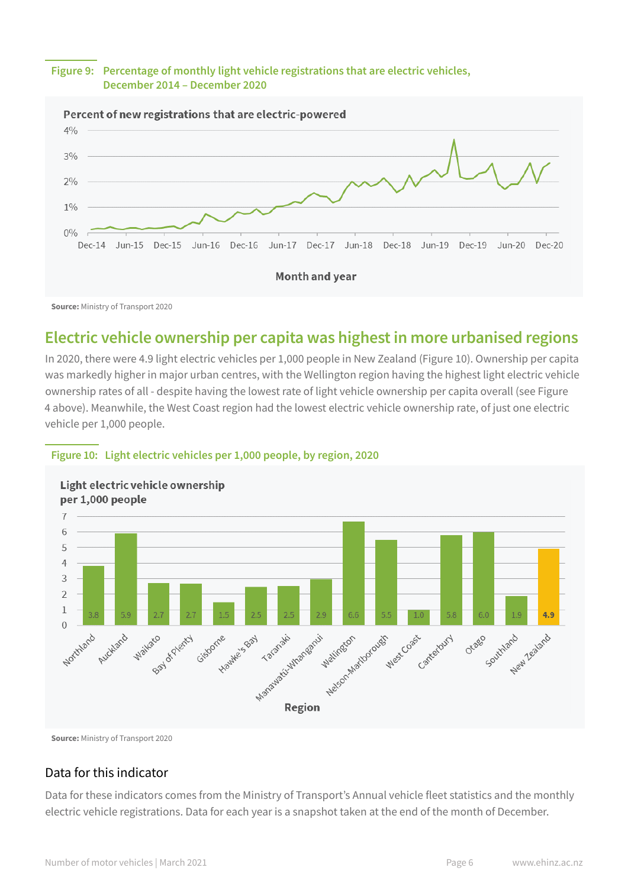**Figure 9: Percentage of monthly light vehicle registrations that are electric vehicles, December 2014 – December 2020**

**Source:** Ministry of Transport 2020

## Electric vehicle ownership per capita was highest in more urbanised regions

In 2020, there were 4.9 light electric vehicles per 1,000 people in New Zealand (Figure 10). Ownership per capita was markedly higher in major urban centres, with the Wellington region having the highest light electric vehicle ownership rates of all - despite having the lowest rate of light vehicle ownership per capita overall (see Figure 4 above). Meanwhile, the West Coast region had the lowest electric vehicle ownership rate, of just one electric vehicle per 1,000 people.

**Figure 10: Light electric vehicles per 1,000 people, by region, 2020**

| Region | Light electric vehicle ownership per 1,000 people |
|---|---|
| Northland | 3.8 |
| Auckland | 5.9 |
| Waikato | 2.7 |
| Bay of Plenty | 2.7 |
| Gisborne | 1.5 |
| Hawke's Bay | 2.5 |
| Taranaki | 2.5 |
| Manawatū-Whanganui | 2.9 |
| Wellington | 6.6 |
| Nelson-Marlborough | 5.5 |
| West Coast | 1.0 |
| Canterbury | 5.8 |
| Otago | 6.0 |
| Southland | 1.9 |
| New Zealand | 4.9 |

**Source:** Ministry of Transport 2020

### Data for this indicator

Data for these indicators comes from the Ministry of Transport's Annual vehicle fleet statistics and the monthly electric vehicle registrations. Data for each year is a snapshot taken at the end of the month of December.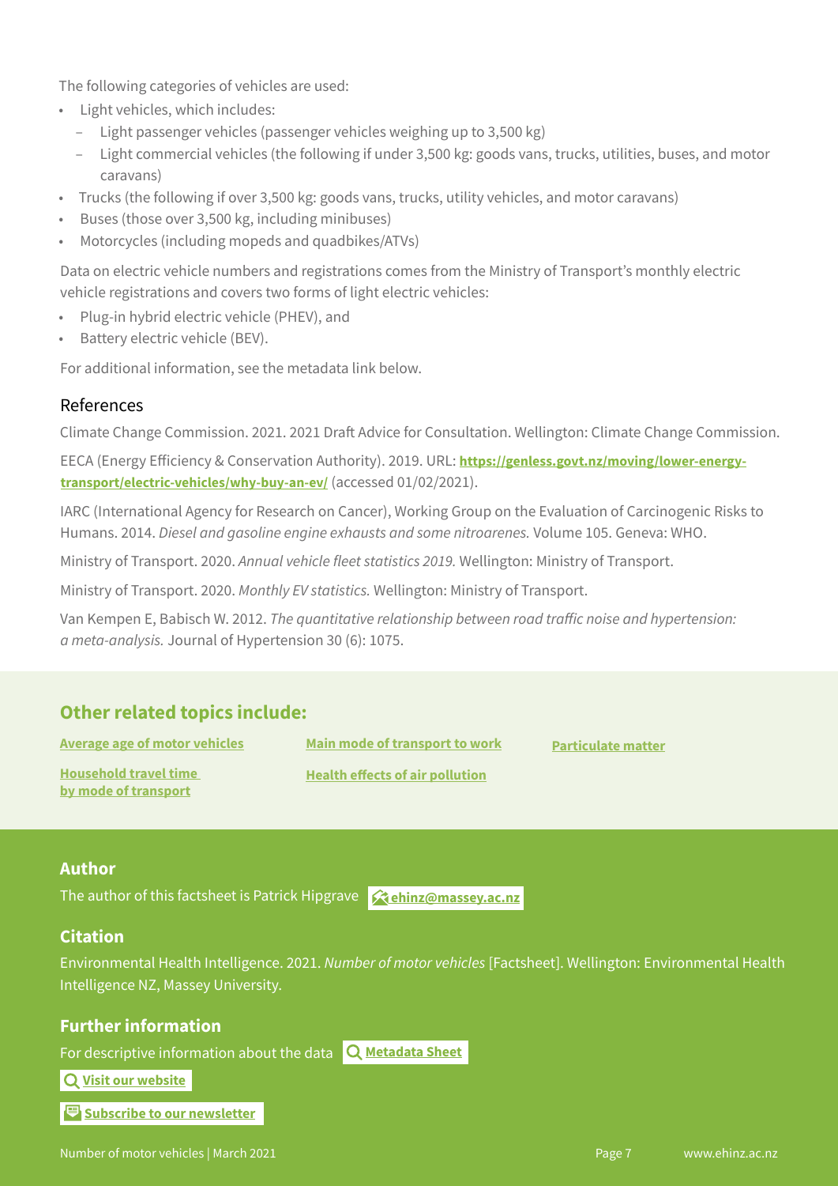The following categories of vehicles are used:

- Light vehicles, which includes:
  - Light passenger vehicles (passenger vehicles weighing up to 3,500 kg)
  - Light commercial vehicles (the following if under 3,500 kg: goods vans, trucks, utilities, buses, and motor caravans)
- Trucks (the following if over 3,500 kg: goods vans, trucks, utility vehicles, and motor caravans)
- Buses (those over 3,500 kg, including minibuses)
- Motorcycles (including mopeds and quadbikes/ATVs)

Data on electric vehicle numbers and registrations comes from the Ministry of Transport's monthly electric vehicle registrations and covers two forms of light electric vehicles:

- Plug-in hybrid electric vehicle (PHEV), and
- Battery electric vehicle (BEV).

For additional information, see the metadata link below.

## References

Climate Change Commission. 2021. 2021 Draft Advice for Consultation. Wellington: Climate Change Commission.

EECA (Energy Efficiency & Conservation Authority). 2019. URL: **https://genless.govt.nz/moving/lower-energy-transport/electric-vehicles/why-buy-an-ev/** (accessed 01/02/2021).

IARC (International Agency for Research on Cancer), Working Group on the Evaluation of Carcinogenic Risks to Humans. 2014. *Diesel and gasoline engine exhausts and some nitroarenes.* Volume 105. Geneva: WHO.

Ministry of Transport. 2020. *Annual vehicle fleet statistics 2019.* Wellington: Ministry of Transport.

Ministry of Transport. 2020. *Monthly EV statistics.* Wellington: Ministry of Transport.

Van Kempen E, Babisch W. 2012. *The quantitative relationship between road traffic noise and hypertension: a meta-analysis.* Journal of Hypertension 30 (6): 1075.

## Other related topics include:

**Average age of motor vehicles**

**Household travel time by mode of transport**

**Main mode of transport to work**

**Health effects of air pollution**

**Particulate matter**

## Author

The author of this factsheet is Patrick Hipgrave **ehinz@massey.ac.nz**

## Citation

Environmental Health Intelligence. 2021. *Number of motor vehicles* [Factsheet]. Wellington: Environmental Health Intelligence NZ, Massey University.

## Further information

For descriptive information about the data **Metadata Sheet**

**Visit our website**

**Subscribe to our newsletter**